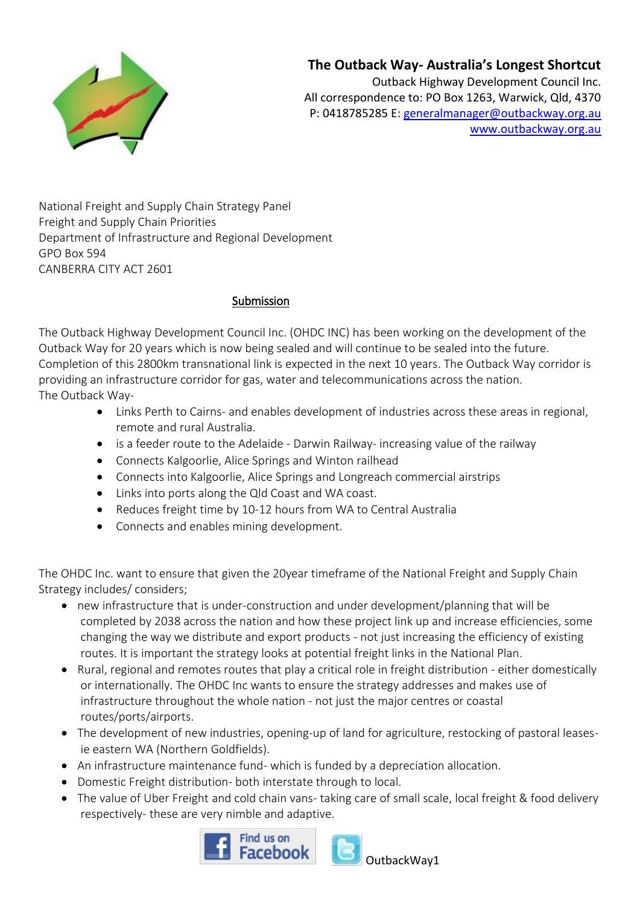**The Outback Way- Australia's Longest Shortcut**

Outback Highway Development Council Inc.
All correspondence to: PO Box 1263, Warwick, Qld, 4370
P: 0418785285 E: generalmanager@outbackway.org.au
www.outbackway.org.au

National Freight and Supply Chain Strategy Panel
Freight and Supply Chain Priorities
Department of Infrastructure and Regional Development
GPO Box 594
CANBERRA CITY ACT 2601

## Submission

The Outback Highway Development Council Inc. (OHDC INC) has been working on the development of the Outback Way for 20 years which is now being sealed and will continue to be sealed into the future. Completion of this 2800km transnational link is expected in the next 10 years. The Outback Way corridor is providing an infrastructure corridor for gas, water and telecommunications across the nation.
The Outback Way-

- Links Perth to Cairns- and enables development of industries across these areas in regional, remote and rural Australia.
- is a feeder route to the Adelaide - Darwin Railway- increasing value of the railway
- Connects Kalgoorlie, Alice Springs and Winton railhead
- Connects into Kalgoorlie, Alice Springs and Longreach commercial airstrips
- Links into ports along the Qld Coast and WA coast.
- Reduces freight time by 10-12 hours from WA to Central Australia
- Connects and enables mining development.

The OHDC Inc. want to ensure that given the 20year timeframe of the National Freight and Supply Chain Strategy includes/ considers;

- new infrastructure that is under-construction and under development/planning that will be completed by 2038 across the nation and how these project link up and increase efficiencies, some changing the way we distribute and export products - not just increasing the efficiency of existing routes. It is important the strategy looks at potential freight links in the National Plan.
- Rural, regional and remotes routes that play a critical role in freight distribution - either domestically or internationally. The OHDC Inc wants to ensure the strategy addresses and makes use of infrastructure throughout the whole nation - not just the major centres or coastal routes/ports/airports.
- The development of new industries, opening-up of land for agriculture, restocking of pastoral leases- ie eastern WA (Northern Goldfields).
- An infrastructure maintenance fund- which is funded by a depreciation allocation.
- Domestic Freight distribution- both interstate through to local.
- The value of Uber Freight and cold chain vans- taking care of small scale, local freight & food delivery respectively- these are very nimble and adaptive.

Find us on Facebook OutbackWay1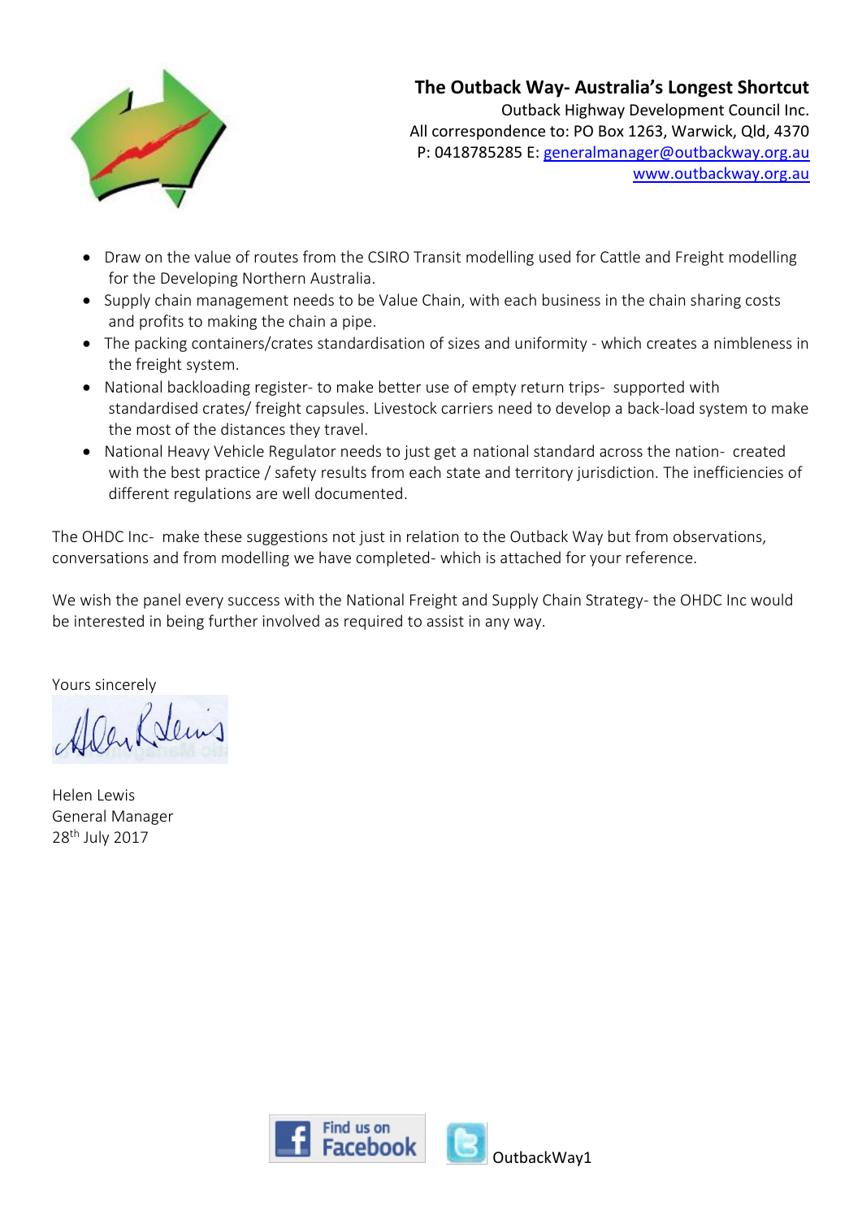**The Outback Way- Australia's Longest Shortcut**
Outback Highway Development Council Inc.
All correspondence to: PO Box 1263, Warwick, Qld, 4370
P: 0418785285 E: generalmanager@outbackway.org.au
www.outbackway.org.au

- Draw on the value of routes from the CSIRO Transit modelling used for Cattle and Freight modelling for the Developing Northern Australia.
- Supply chain management needs to be Value Chain, with each business in the chain sharing costs and profits to making the chain a pipe.
- The packing containers/crates standardisation of sizes and uniformity - which creates a nimbleness in the freight system.
- National backloading register- to make better use of empty return trips- supported with standardised crates/ freight capsules. Livestock carriers need to develop a back-load system to make the most of the distances they travel.
- National Heavy Vehicle Regulator needs to just get a national standard across the nation- created with the best practice / safety results from each state and territory jurisdiction. The inefficiencies of different regulations are well documented.

The OHDC Inc- make these suggestions not just in relation to the Outback Way but from observations, conversations and from modelling we have completed- which is attached for your reference.

We wish the panel every success with the National Freight and Supply Chain Strategy- the OHDC Inc would be interested in being further involved as required to assist in any way.

Yours sincerely

Helen Lewis
General Manager
28th July 2017

Find us on Facebook

OutbackWay1